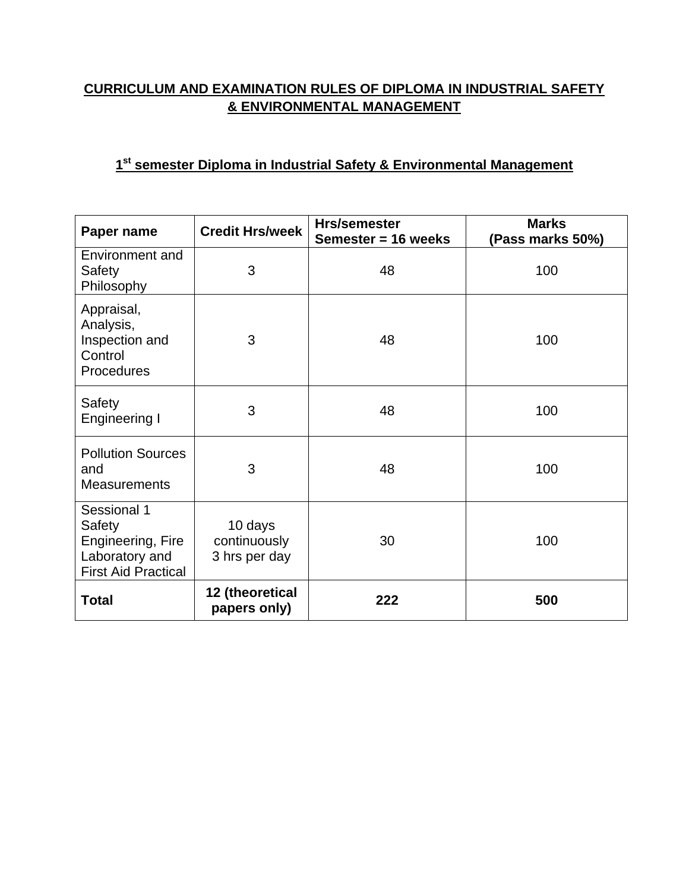# CURRICULUM AND EXAMINATION RULES OF DIPLOMA IN INDUSTRIAL SAFETY & ENVIRONMENTAL MANAGEMENT

## 1st semester Diploma in Industrial Safety & Environmental Management

| Paper name | Credit Hrs/week | Hrs/semester Semester = 16 weeks | Marks (Pass marks 50%) |
|---|---|---|---|
| Environment and Safety Philosophy | 3 | 48 | 100 |
| Appraisal, Analysis, Inspection and Control Procedures | 3 | 48 | 100 |
| Safety Engineering I | 3 | 48 | 100 |
| Pollution Sources and Measurements | 3 | 48 | 100 |
| Sessional 1 Safety Engineering, Fire Laboratory and First Aid Practical | 10 days continuously 3 hrs per day | 30 | 100 |
| **Total** | **12 (theoretical papers only)** | **222** | **500** |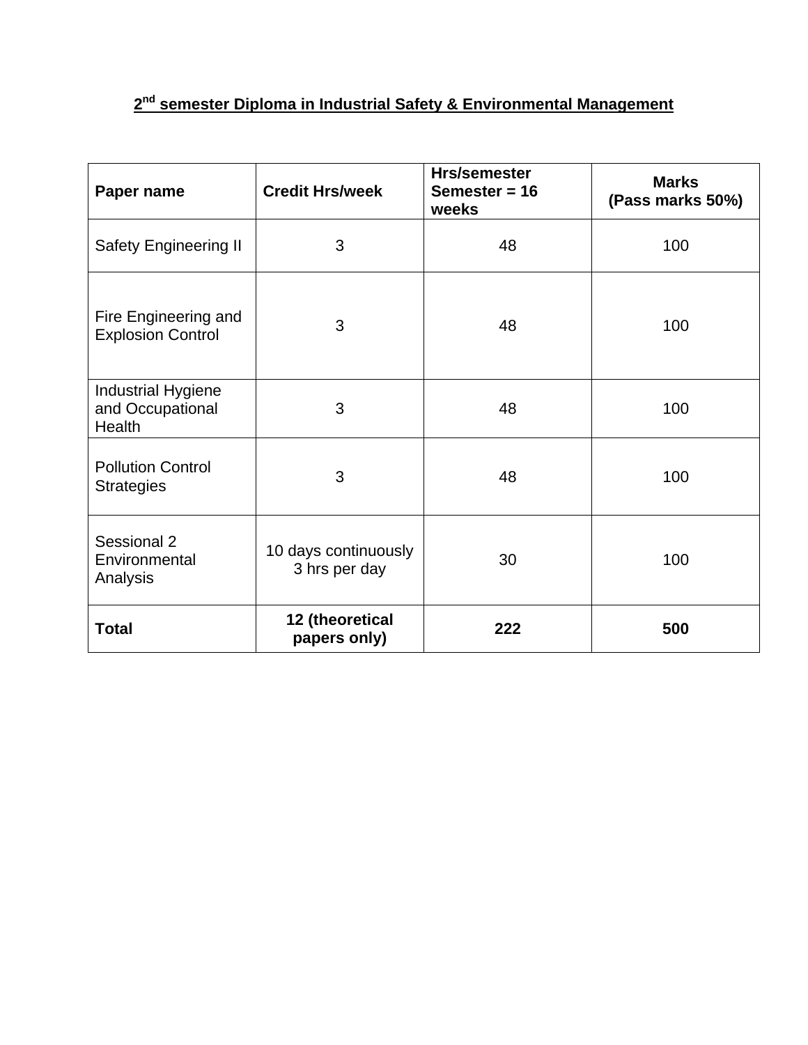## 2nd semester Diploma in Industrial Safety & Environmental Management

| Paper name | Credit Hrs/week | Hrs/semester Semester = 16 weeks | Marks (Pass marks 50%) |
|---|---|---|---|
| Safety Engineering II | 3 | 48 | 100 |
| Fire Engineering and Explosion Control | 3 | 48 | 100 |
| Industrial Hygiene and Occupational Health | 3 | 48 | 100 |
| Pollution Control Strategies | 3 | 48 | 100 |
| Sessional 2 Environmental Analysis | 10 days continuously 3 hrs per day | 30 | 100 |
| **Total** | **12 (theoretical papers only)** | **222** | **500** |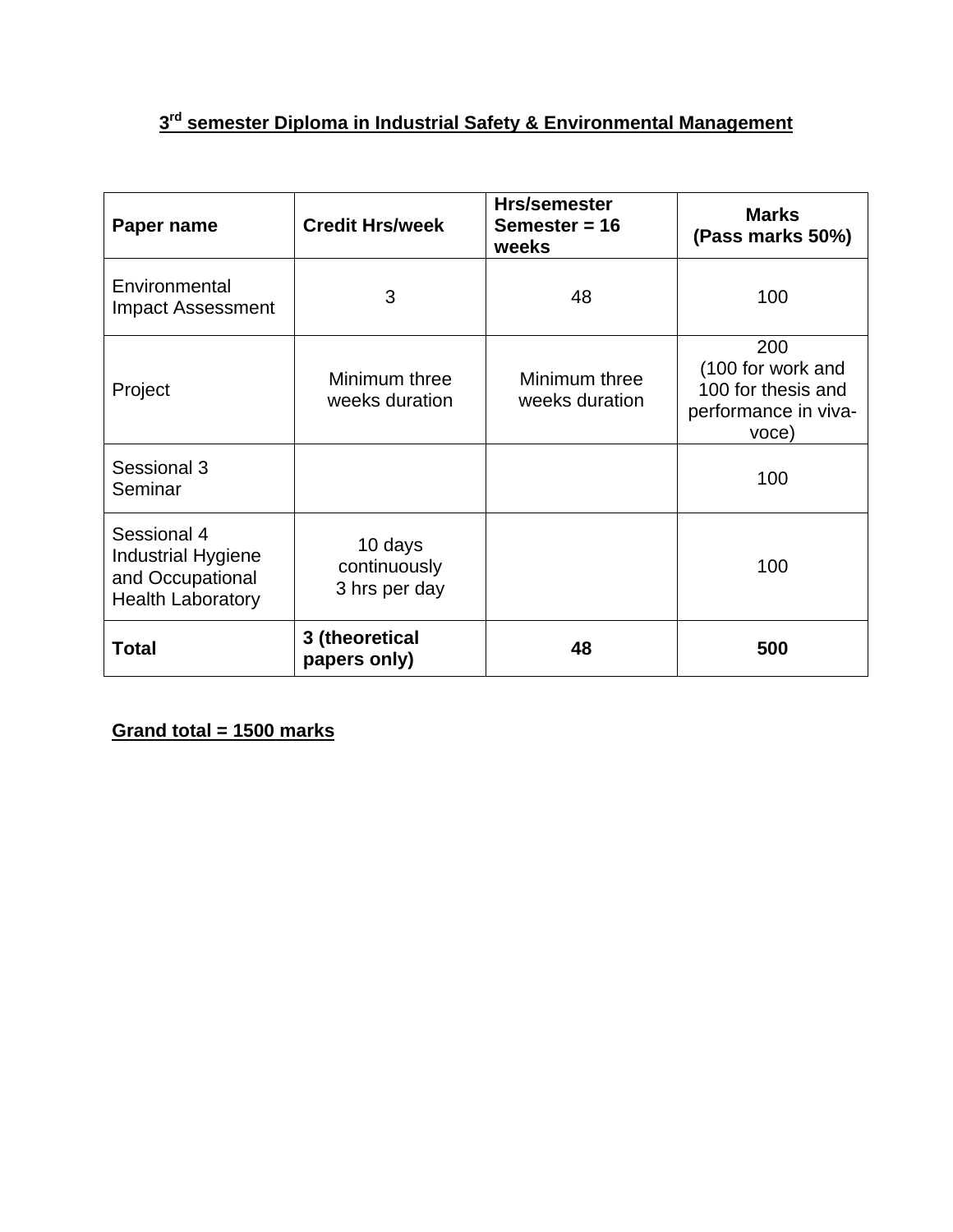# 3rd semester Diploma in Industrial Safety & Environmental Management

| Paper name | Credit Hrs/week | Hrs/semester Semester = 16 weeks | Marks (Pass marks 50%) |
|---|---|---|---|
| Environmental Impact Assessment | 3 | 48 | 100 |
| Project | Minimum three weeks duration | Minimum three weeks duration | 200 (100 for work and 100 for thesis and performance in viva-voce) |
| Sessional 3 Seminar | | | 100 |
| Sessional 4 Industrial Hygiene and Occupational Health Laboratory | 10 days continuously 3 hrs per day | | 100 |
| **Total** | **3 (theoretical papers only)** | **48** | **500** |

**Grand total = 1500 marks**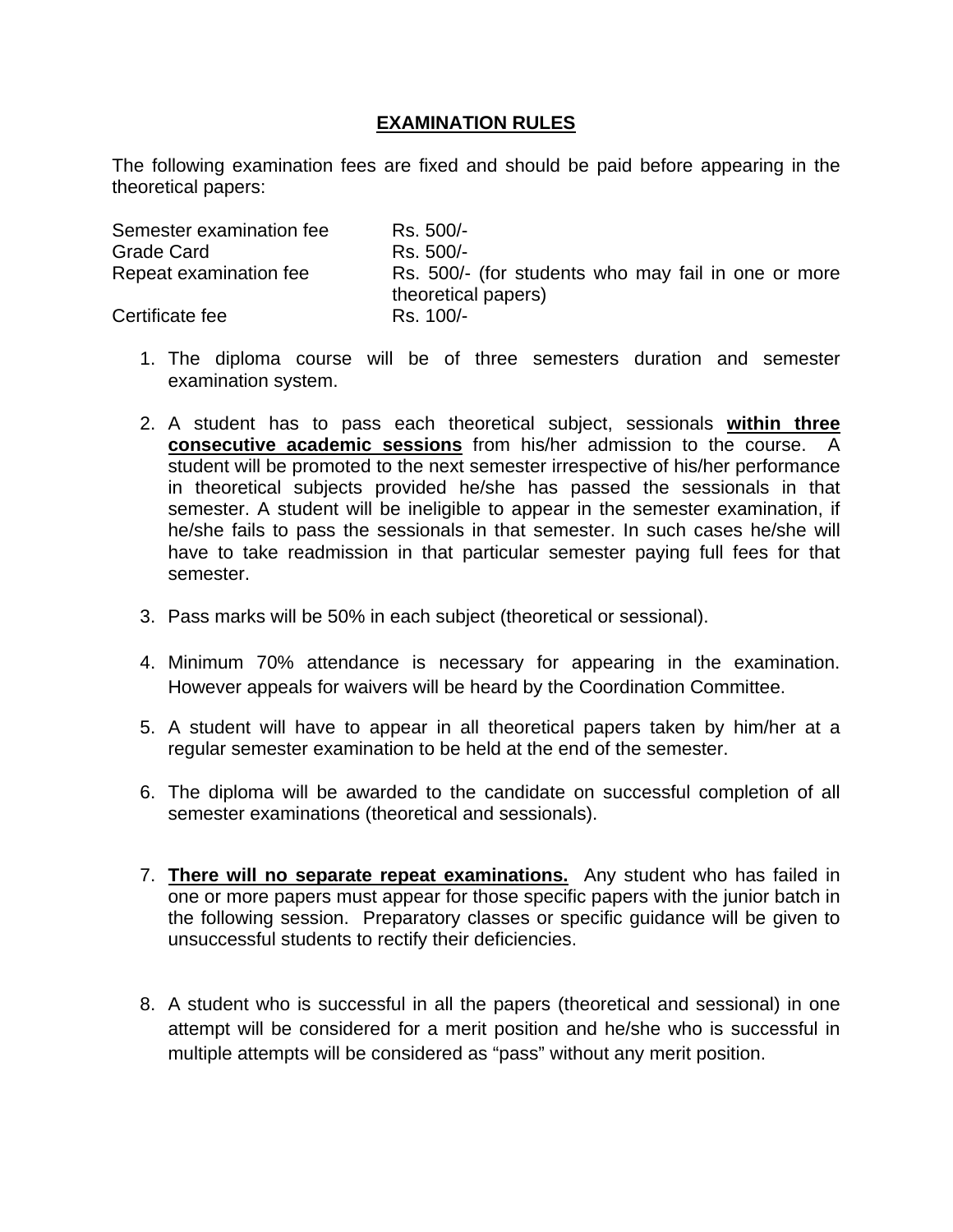# EXAMINATION RULES

The following examination fees are fixed and should be paid before appearing in the theoretical papers:

| | |
|---|---|
| Semester examination fee | Rs. 500/- |
| Grade Card | Rs. 500/- |
| Repeat examination fee | Rs. 500/- (for students who may fail in one or more theoretical papers) |
| Certificate fee | Rs. 100/- |

1. The diploma course will be of three semesters duration and semester examination system.

2. A student has to pass each theoretical subject, sessionals **within three consecutive academic sessions** from his/her admission to the course. A student will be promoted to the next semester irrespective of his/her performance in theoretical subjects provided he/she has passed the sessionals in that semester. A student will be ineligible to appear in the semester examination, if he/she fails to pass the sessionals in that semester. In such cases he/she will have to take readmission in that particular semester paying full fees for that semester.

3. Pass marks will be 50% in each subject (theoretical or sessional).

4. Minimum 70% attendance is necessary for appearing in the examination. However appeals for waivers will be heard by the Coordination Committee.

5. A student will have to appear in all theoretical papers taken by him/her at a regular semester examination to be held at the end of the semester.

6. The diploma will be awarded to the candidate on successful completion of all semester examinations (theoretical and sessionals).

7. **There will no separate repeat examinations.** Any student who has failed in one or more papers must appear for those specific papers with the junior batch in the following session. Preparatory classes or specific guidance will be given to unsuccessful students to rectify their deficiencies.

8. A student who is successful in all the papers (theoretical and sessional) in one attempt will be considered for a merit position and he/she who is successful in multiple attempts will be considered as "pass" without any merit position.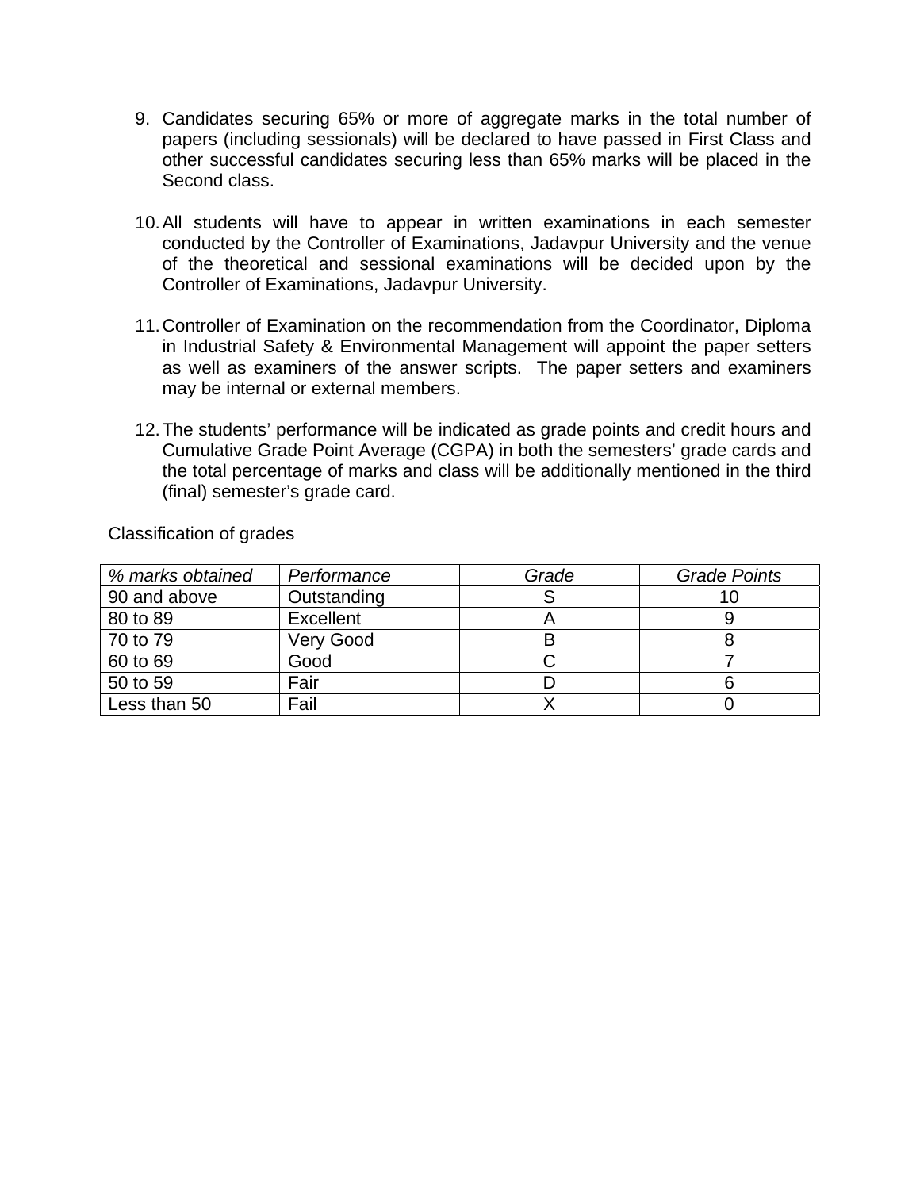9. Candidates securing 65% or more of aggregate marks in the total number of papers (including sessionals) will be declared to have passed in First Class and other successful candidates securing less than 65% marks will be placed in the Second class.

10. All students will have to appear in written examinations in each semester conducted by the Controller of Examinations, Jadavpur University and the venue of the theoretical and sessional examinations will be decided upon by the Controller of Examinations, Jadavpur University.

11. Controller of Examination on the recommendation from the Coordinator, Diploma in Industrial Safety & Environmental Management will appoint the paper setters as well as examiners of the answer scripts. The paper setters and examiners may be internal or external members.

12. The students' performance will be indicated as grade points and credit hours and Cumulative Grade Point Average (CGPA) in both the semesters' grade cards and the total percentage of marks and class will be additionally mentioned in the third (final) semester's grade card.

Classification of grades

| *% marks obtained* | *Performance* | *Grade* | *Grade Points* |
|---|---|---|---|
| 90 and above | Outstanding | S | 10 |
| 80 to 89 | Excellent | A | 9 |
| 70 to 79 | Very Good | B | 8 |
| 60 to 69 | Good | C | 7 |
| 50 to 59 | Fair | D | 6 |
| Less than 50 | Fail | X | 0 |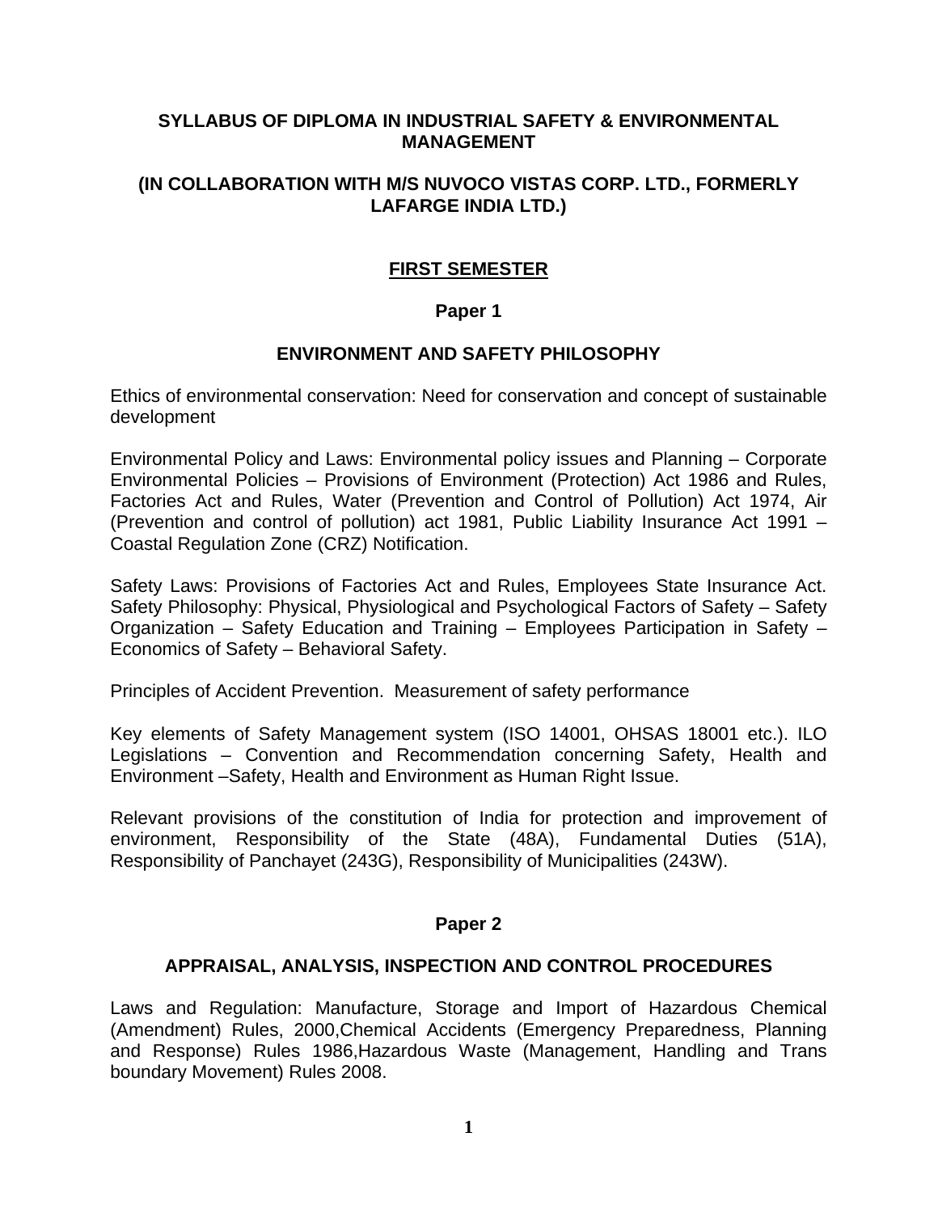# SYLLABUS OF DIPLOMA IN INDUSTRIAL SAFETY & ENVIRONMENTAL MANAGEMENT

## (IN COLLABORATION WITH M/S NUVOCO VISTAS CORP. LTD., FORMERLY LAFARGE INDIA LTD.)

## FIRST SEMESTER

### Paper 1

### ENVIRONMENT AND SAFETY PHILOSOPHY

Ethics of environmental conservation: Need for conservation and concept of sustainable development

Environmental Policy and Laws: Environmental policy issues and Planning – Corporate Environmental Policies – Provisions of Environment (Protection) Act 1986 and Rules, Factories Act and Rules, Water (Prevention and Control of Pollution) Act 1974, Air (Prevention and control of pollution) act 1981, Public Liability Insurance Act 1991 – Coastal Regulation Zone (CRZ) Notification.

Safety Laws: Provisions of Factories Act and Rules, Employees State Insurance Act. Safety Philosophy: Physical, Physiological and Psychological Factors of Safety – Safety Organization – Safety Education and Training – Employees Participation in Safety – Economics of Safety – Behavioral Safety.

Principles of Accident Prevention. Measurement of safety performance

Key elements of Safety Management system (ISO 14001, OHSAS 18001 etc.). ILO Legislations – Convention and Recommendation concerning Safety, Health and Environment –Safety, Health and Environment as Human Right Issue.

Relevant provisions of the constitution of India for protection and improvement of environment, Responsibility of the State (48A), Fundamental Duties (51A), Responsibility of Panchayet (243G), Responsibility of Municipalities (243W).

### Paper 2

### APPRAISAL, ANALYSIS, INSPECTION AND CONTROL PROCEDURES

Laws and Regulation: Manufacture, Storage and Import of Hazardous Chemical (Amendment) Rules, 2000,Chemical Accidents (Emergency Preparedness, Planning and Response) Rules 1986,Hazardous Waste (Management, Handling and Trans boundary Movement) Rules 2008.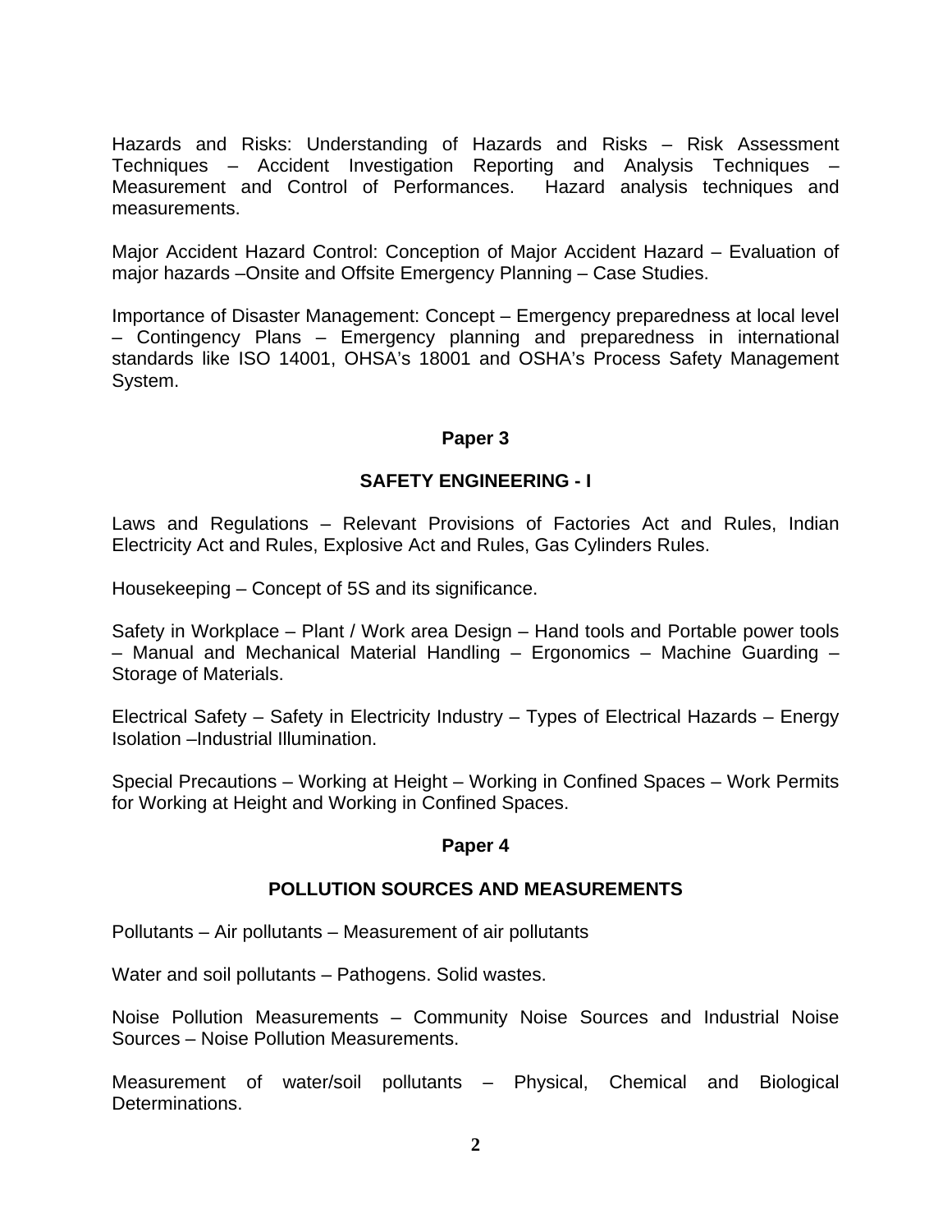Hazards and Risks: Understanding of Hazards and Risks – Risk Assessment Techniques – Accident Investigation Reporting and Analysis Techniques – Measurement and Control of Performances. Hazard analysis techniques and measurements.

Major Accident Hazard Control: Conception of Major Accident Hazard – Evaluation of major hazards –Onsite and Offsite Emergency Planning – Case Studies.

Importance of Disaster Management: Concept – Emergency preparedness at local level – Contingency Plans – Emergency planning and preparedness in international standards like ISO 14001, OHSA's 18001 and OSHA's Process Safety Management System.

## Paper 3

## SAFETY ENGINEERING - I

Laws and Regulations – Relevant Provisions of Factories Act and Rules, Indian Electricity Act and Rules, Explosive Act and Rules, Gas Cylinders Rules.

Housekeeping – Concept of 5S and its significance.

Safety in Workplace – Plant / Work area Design – Hand tools and Portable power tools – Manual and Mechanical Material Handling – Ergonomics – Machine Guarding – Storage of Materials.

Electrical Safety – Safety in Electricity Industry – Types of Electrical Hazards – Energy Isolation –Industrial Illumination.

Special Precautions – Working at Height – Working in Confined Spaces – Work Permits for Working at Height and Working in Confined Spaces.

## Paper 4

## POLLUTION SOURCES AND MEASUREMENTS

Pollutants – Air pollutants – Measurement of air pollutants

Water and soil pollutants – Pathogens. Solid wastes.

Noise Pollution Measurements – Community Noise Sources and Industrial Noise Sources – Noise Pollution Measurements.

Measurement of water/soil pollutants – Physical, Chemical and Biological Determinations.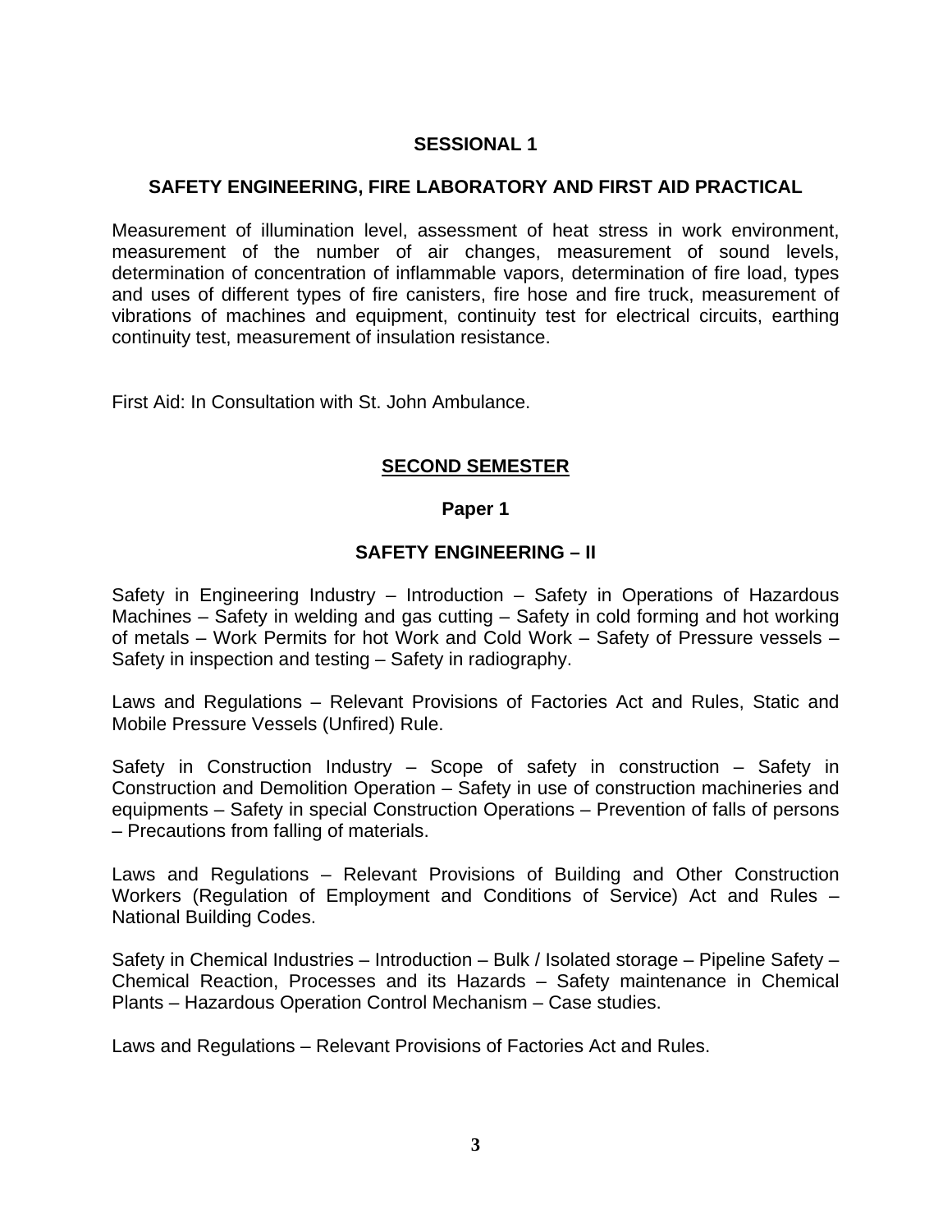## SESSIONAL 1

### SAFETY ENGINEERING, FIRE LABORATORY AND FIRST AID PRACTICAL

Measurement of illumination level, assessment of heat stress in work environment, measurement of the number of air changes, measurement of sound levels, determination of concentration of inflammable vapors, determination of fire load, types and uses of different types of fire canisters, fire hose and fire truck, measurement of vibrations of machines and equipment, continuity test for electrical circuits, earthing continuity test, measurement of insulation resistance.

First Aid: In Consultation with St. John Ambulance.

## SECOND SEMESTER

### Paper 1

### SAFETY ENGINEERING – II

Safety in Engineering Industry – Introduction – Safety in Operations of Hazardous Machines – Safety in welding and gas cutting – Safety in cold forming and hot working of metals – Work Permits for hot Work and Cold Work – Safety of Pressure vessels – Safety in inspection and testing – Safety in radiography.

Laws and Regulations – Relevant Provisions of Factories Act and Rules, Static and Mobile Pressure Vessels (Unfired) Rule.

Safety in Construction Industry – Scope of safety in construction – Safety in Construction and Demolition Operation – Safety in use of construction machineries and equipments – Safety in special Construction Operations – Prevention of falls of persons – Precautions from falling of materials.

Laws and Regulations – Relevant Provisions of Building and Other Construction Workers (Regulation of Employment and Conditions of Service) Act and Rules – National Building Codes.

Safety in Chemical Industries – Introduction – Bulk / Isolated storage – Pipeline Safety – Chemical Reaction, Processes and its Hazards – Safety maintenance in Chemical Plants – Hazardous Operation Control Mechanism – Case studies.

Laws and Regulations – Relevant Provisions of Factories Act and Rules.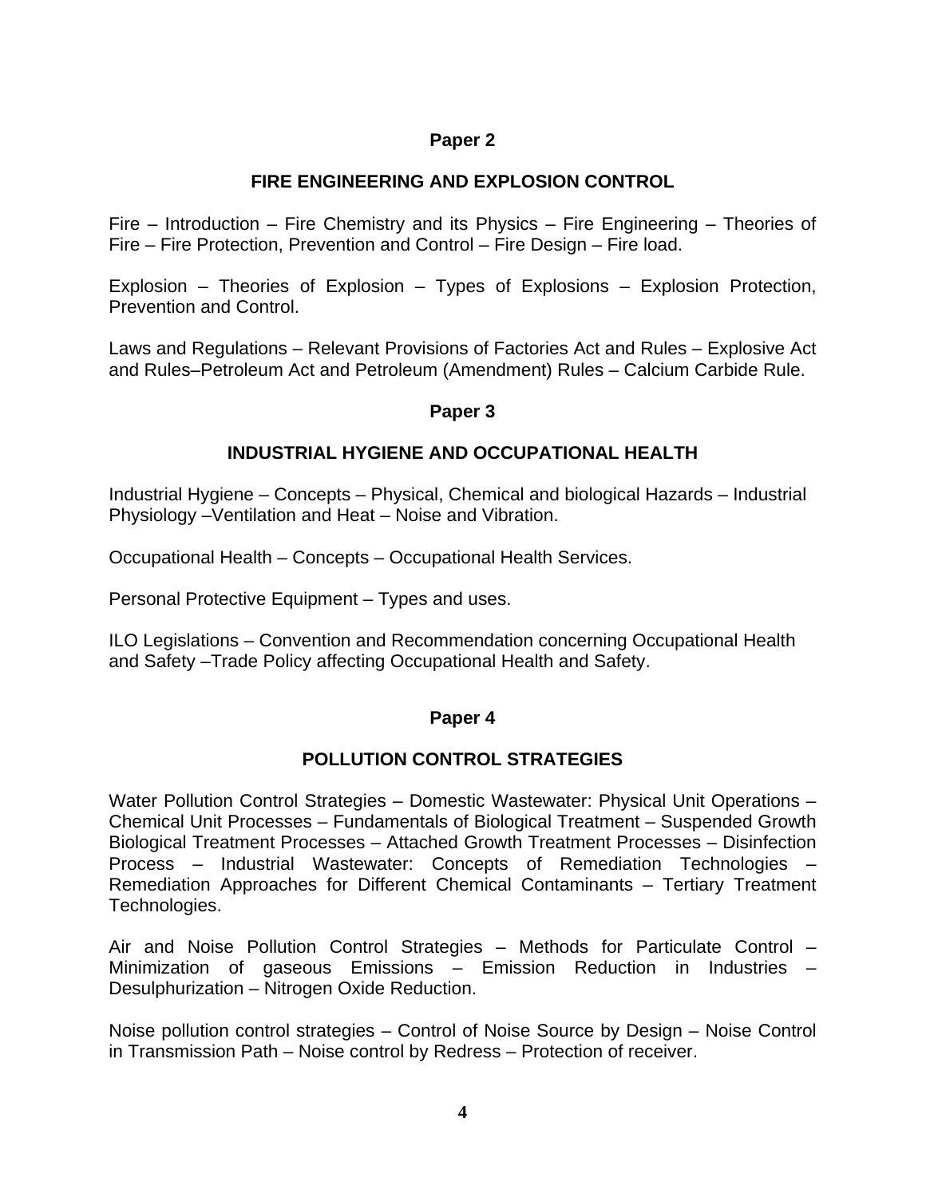## Paper 2

## FIRE ENGINEERING AND EXPLOSION CONTROL

Fire – Introduction – Fire Chemistry and its Physics – Fire Engineering – Theories of Fire – Fire Protection, Prevention and Control – Fire Design – Fire load.

Explosion – Theories of Explosion – Types of Explosions – Explosion Protection, Prevention and Control.

Laws and Regulations – Relevant Provisions of Factories Act and Rules – Explosive Act and Rules–Petroleum Act and Petroleum (Amendment) Rules – Calcium Carbide Rule.

## Paper 3

## INDUSTRIAL HYGIENE AND OCCUPATIONAL HEALTH

Industrial Hygiene – Concepts – Physical, Chemical and biological Hazards – Industrial Physiology –Ventilation and Heat – Noise and Vibration.

Occupational Health – Concepts – Occupational Health Services.

Personal Protective Equipment – Types and uses.

ILO Legislations – Convention and Recommendation concerning Occupational Health and Safety –Trade Policy affecting Occupational Health and Safety.

## Paper 4

## POLLUTION CONTROL STRATEGIES

Water Pollution Control Strategies – Domestic Wastewater: Physical Unit Operations – Chemical Unit Processes – Fundamentals of Biological Treatment – Suspended Growth Biological Treatment Processes – Attached Growth Treatment Processes – Disinfection Process – Industrial Wastewater: Concepts of Remediation Technologies – Remediation Approaches for Different Chemical Contaminants – Tertiary Treatment Technologies.

Air and Noise Pollution Control Strategies – Methods for Particulate Control – Minimization of gaseous Emissions – Emission Reduction in Industries – Desulphurization – Nitrogen Oxide Reduction.

Noise pollution control strategies – Control of Noise Source by Design – Noise Control in Transmission Path – Noise control by Redress – Protection of receiver.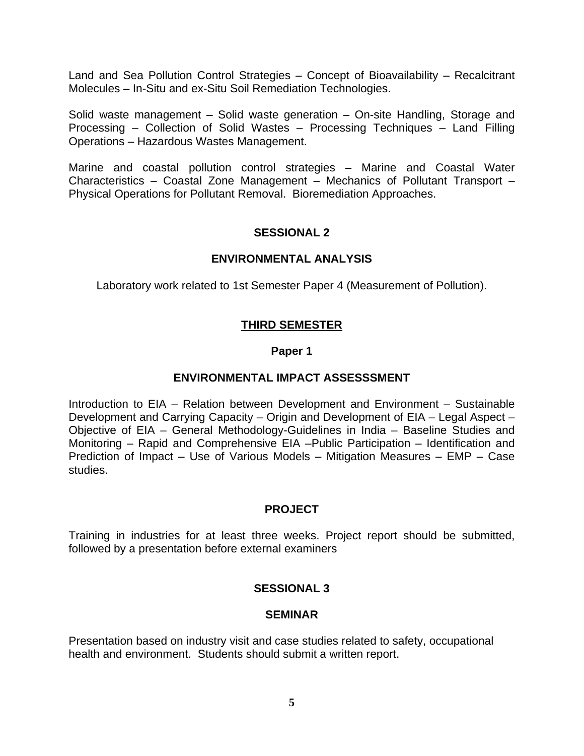Land and Sea Pollution Control Strategies – Concept of Bioavailability – Recalcitrant Molecules – In-Situ and ex-Situ Soil Remediation Technologies.

Solid waste management – Solid waste generation – On-site Handling, Storage and Processing – Collection of Solid Wastes – Processing Techniques – Land Filling Operations – Hazardous Wastes Management.

Marine and coastal pollution control strategies – Marine and Coastal Water Characteristics – Coastal Zone Management – Mechanics of Pollutant Transport – Physical Operations for Pollutant Removal. Bioremediation Approaches.

### SESSIONAL 2

### ENVIRONMENTAL ANALYSIS

Laboratory work related to 1st Semester Paper 4 (Measurement of Pollution).

## THIRD SEMESTER

### Paper 1

### ENVIRONMENTAL IMPACT ASSESSSMENT

Introduction to EIA – Relation between Development and Environment – Sustainable Development and Carrying Capacity – Origin and Development of EIA – Legal Aspect – Objective of EIA – General Methodology-Guidelines in India – Baseline Studies and Monitoring – Rapid and Comprehensive EIA –Public Participation – Identification and Prediction of Impact – Use of Various Models – Mitigation Measures – EMP – Case studies.

### PROJECT

Training in industries for at least three weeks. Project report should be submitted, followed by a presentation before external examiners

### SESSIONAL 3

### SEMINAR

Presentation based on industry visit and case studies related to safety, occupational health and environment. Students should submit a written report.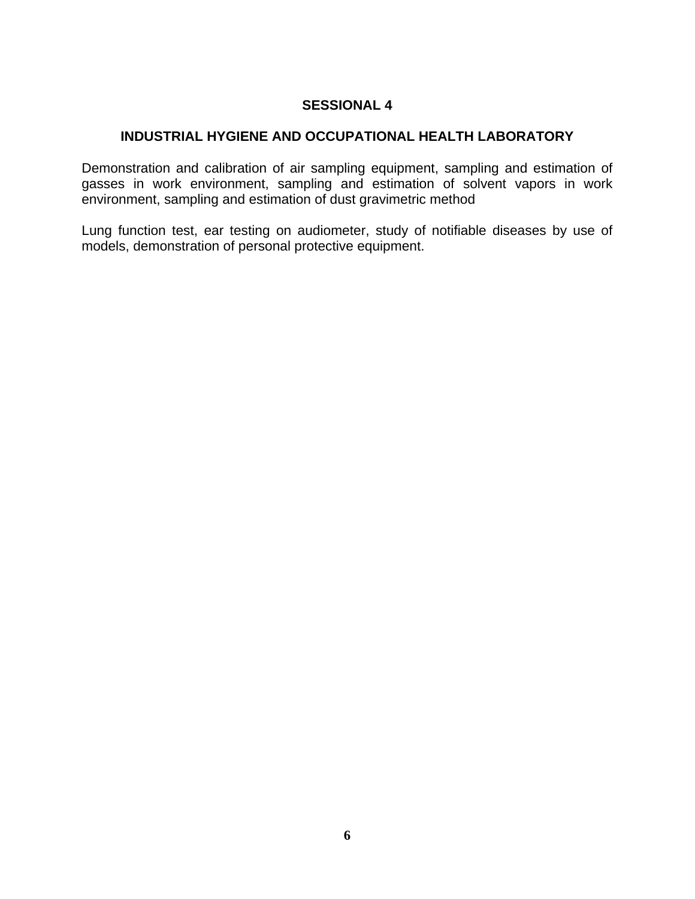## SESSIONAL 4

### INDUSTRIAL HYGIENE AND OCCUPATIONAL HEALTH LABORATORY

Demonstration and calibration of air sampling equipment, sampling and estimation of gasses in work environment, sampling and estimation of solvent vapors in work environment, sampling and estimation of dust gravimetric method

Lung function test, ear testing on audiometer, study of notifiable diseases by use of models, demonstration of personal protective equipment.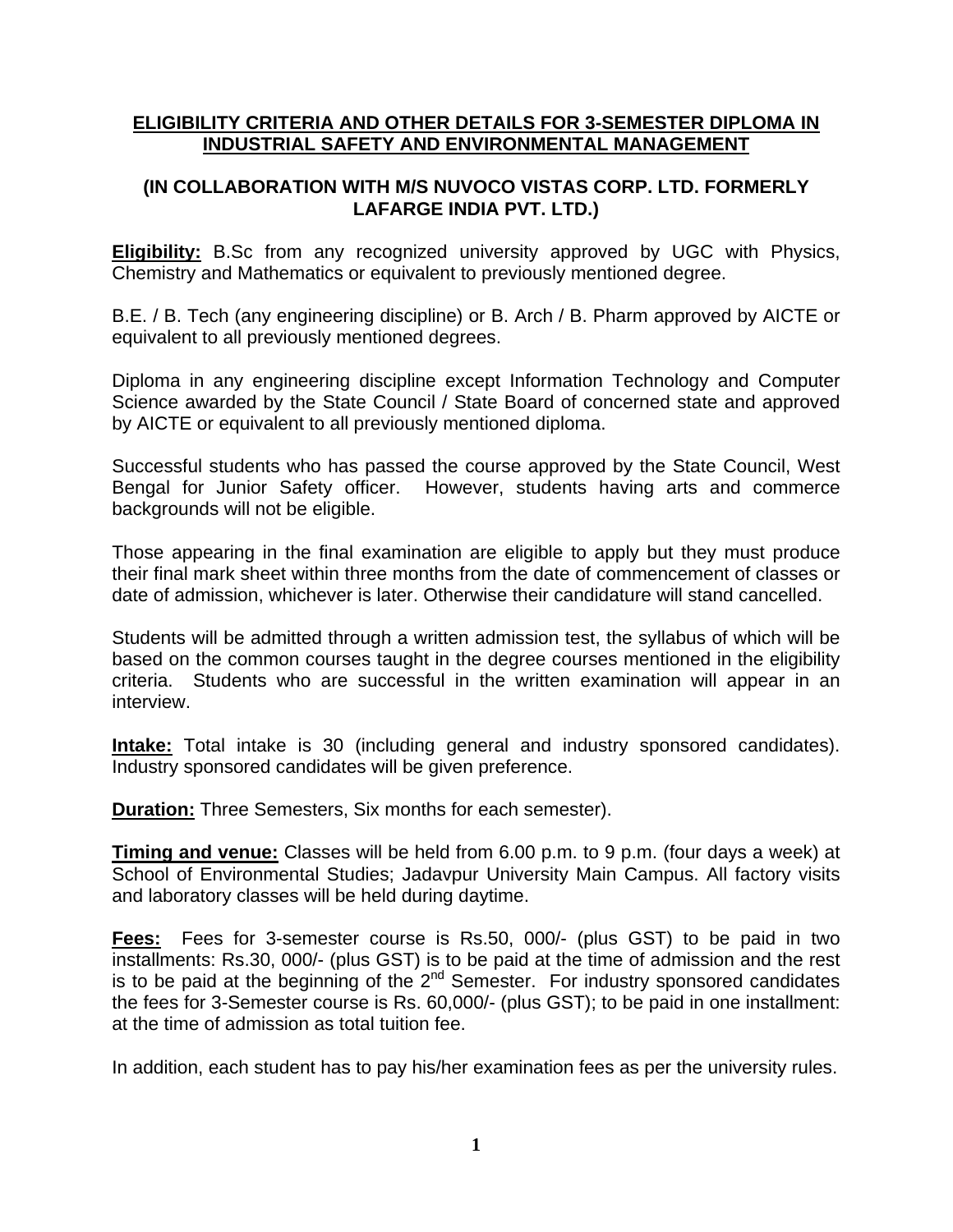# ELIGIBILITY CRITERIA AND OTHER DETAILS FOR 3-SEMESTER DIPLOMA IN INDUSTRIAL SAFETY AND ENVIRONMENTAL MANAGEMENT

## (IN COLLABORATION WITH M/S NUVOCO VISTAS CORP. LTD. FORMERLY LAFARGE INDIA PVT. LTD.)

**Eligibility:** B.Sc from any recognized university approved by UGC with Physics, Chemistry and Mathematics or equivalent to previously mentioned degree.

B.E. / B. Tech (any engineering discipline) or B. Arch / B. Pharm approved by AICTE or equivalent to all previously mentioned degrees.

Diploma in any engineering discipline except Information Technology and Computer Science awarded by the State Council / State Board of concerned state and approved by AICTE or equivalent to all previously mentioned diploma.

Successful students who has passed the course approved by the State Council, West Bengal for Junior Safety officer. However, students having arts and commerce backgrounds will not be eligible.

Those appearing in the final examination are eligible to apply but they must produce their final mark sheet within three months from the date of commencement of classes or date of admission, whichever is later. Otherwise their candidature will stand cancelled.

Students will be admitted through a written admission test, the syllabus of which will be based on the common courses taught in the degree courses mentioned in the eligibility criteria. Students who are successful in the written examination will appear in an interview.

**Intake:** Total intake is 30 (including general and industry sponsored candidates). Industry sponsored candidates will be given preference.

**Duration:** Three Semesters, Six months for each semester).

**Timing and venue:** Classes will be held from 6.00 p.m. to 9 p.m. (four days a week) at School of Environmental Studies; Jadavpur University Main Campus. All factory visits and laboratory classes will be held during daytime.

**Fees:** Fees for 3-semester course is Rs.50, 000/- (plus GST) to be paid in two installments: Rs.30, 000/- (plus GST) is to be paid at the time of admission and the rest is to be paid at the beginning of the 2nd Semester. For industry sponsored candidates the fees for 3-Semester course is Rs. 60,000/- (plus GST); to be paid in one installment: at the time of admission as total tuition fee.

In addition, each student has to pay his/her examination fees as per the university rules.